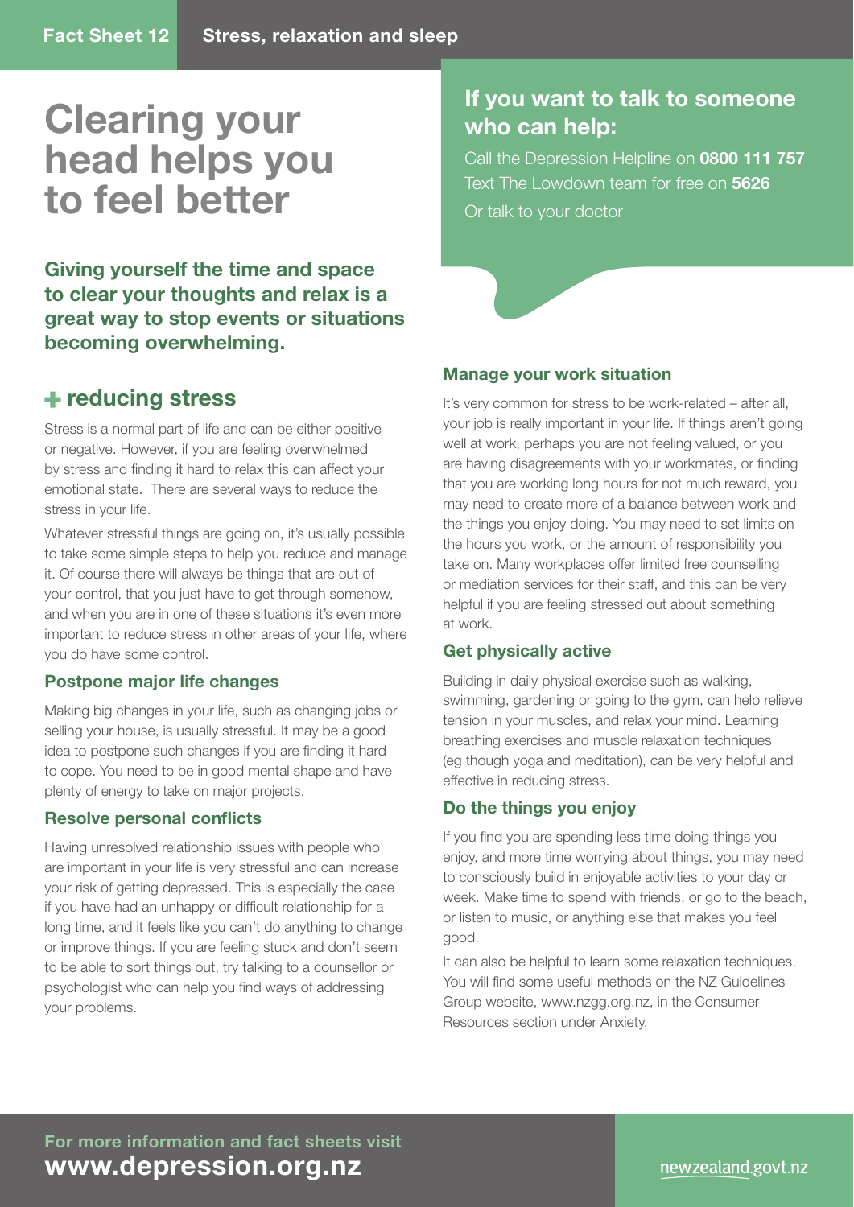# Clearing your head helps you to feel better

**Giving yourself the time and space to clear your thoughts and relax is a great way to stop events or situations becoming overwhelming.**

## If you want to talk to someone who can help:

Call the Depression Helpline on **0800 111 757**
Text The Lowdown team for free on **5626**
Or talk to your doctor

## + reducing stress

Stress is a normal part of life and can be either positive or negative. However, if you are feeling overwhelmed by stress and finding it hard to relax this can affect your emotional state. There are several ways to reduce the stress in your life.

Whatever stressful things are going on, it's usually possible to take some simple steps to help you reduce and manage it. Of course there will always be things that are out of your control, that you just have to get through somehow, and when you are in one of these situations it's even more important to reduce stress in other areas of your life, where you do have some control.

### Postpone major life changes

Making big changes in your life, such as changing jobs or selling your house, is usually stressful. It may be a good idea to postpone such changes if you are finding it hard to cope. You need to be in good mental shape and have plenty of energy to take on major projects.

### Resolve personal conflicts

Having unresolved relationship issues with people who are important in your life is very stressful and can increase your risk of getting depressed. This is especially the case if you have had an unhappy or difficult relationship for a long time, and it feels like you can't do anything to change or improve things. If you are feeling stuck and don't seem to be able to sort things out, try talking to a counsellor or psychologist who can help you find ways of addressing your problems.

### Manage your work situation

It's very common for stress to be work-related – after all, your job is really important in your life. If things aren't going well at work, perhaps you are not feeling valued, or you are having disagreements with your workmates, or finding that you are working long hours for not much reward, you may need to create more of a balance between work and the things you enjoy doing. You may need to set limits on the hours you work, or the amount of responsibility you take on. Many workplaces offer limited free counselling or mediation services for their staff, and this can be very helpful if you are feeling stressed out about something at work.

### Get physically active

Building in daily physical exercise such as walking, swimming, gardening or going to the gym, can help relieve tension in your muscles, and relax your mind. Learning breathing exercises and muscle relaxation techniques (eg though yoga and meditation), can be very helpful and effective in reducing stress.

### Do the things you enjoy

If you find you are spending less time doing things you enjoy, and more time worrying about things, you may need to consciously build in enjoyable activities to your day or week. Make time to spend with friends, or go to the beach, or listen to music, or anything else that makes you feel good.

It can also be helpful to learn some relaxation techniques. You will find some useful methods on the NZ Guidelines Group website, www.nzgg.org.nz, in the Consumer Resources section under Anxiety.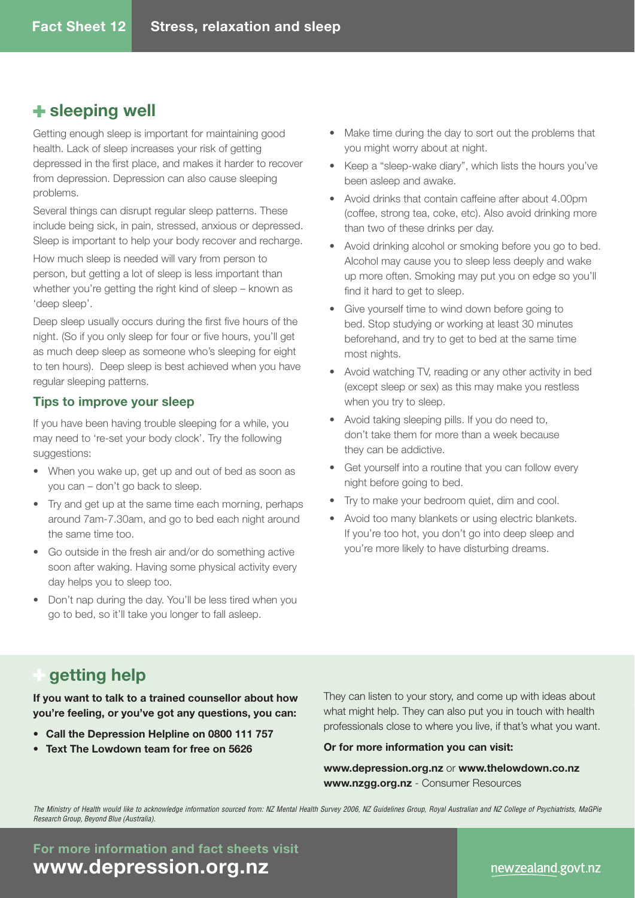## sleeping well

Getting enough sleep is important for maintaining good health. Lack of sleep increases your risk of getting depressed in the first place, and makes it harder to recover from depression. Depression can also cause sleeping problems.

Several things can disrupt regular sleep patterns. These include being sick, in pain, stressed, anxious or depressed. Sleep is important to help your body recover and recharge.

How much sleep is needed will vary from person to person, but getting a lot of sleep is less important than whether you're getting the right kind of sleep – known as 'deep sleep'.

Deep sleep usually occurs during the first five hours of the night. (So if you only sleep for four or five hours, you'll get as much deep sleep as someone who's sleeping for eight to ten hours). Deep sleep is best achieved when you have regular sleeping patterns.

### Tips to improve your sleep

If you have been having trouble sleeping for a while, you may need to 're-set your body clock'. Try the following suggestions:

- When you wake up, get up and out of bed as soon as you can – don't go back to sleep.
- Try and get up at the same time each morning, perhaps around 7am-7.30am, and go to bed each night around the same time too.
- Go outside in the fresh air and/or do something active soon after waking. Having some physical activity every day helps you to sleep too.
- Don't nap during the day. You'll be less tired when you go to bed, so it'll take you longer to fall asleep.
- Make time during the day to sort out the problems that you might worry about at night.
- Keep a "sleep-wake diary", which lists the hours you've been asleep and awake.
- Avoid drinks that contain caffeine after about 4.00pm (coffee, strong tea, coke, etc). Also avoid drinking more than two of these drinks per day.
- Avoid drinking alcohol or smoking before you go to bed. Alcohol may cause you to sleep less deeply and wake up more often. Smoking may put you on edge so you'll find it hard to get to sleep.
- Give yourself time to wind down before going to bed. Stop studying or working at least 30 minutes beforehand, and try to get to bed at the same time most nights.
- Avoid watching TV, reading or any other activity in bed (except sleep or sex) as this may make you restless when you try to sleep.
- Avoid taking sleeping pills. If you do need to, don't take them for more than a week because they can be addictive.
- Get yourself into a routine that you can follow every night before going to bed.
- Try to make your bedroom quiet, dim and cool.
- Avoid too many blankets or using electric blankets. If you're too hot, you don't go into deep sleep and you're more likely to have disturbing dreams.

## getting help

**If you want to talk to a trained counsellor about how you're feeling, or you've got any questions, you can:**

- **Call the Depression Helpline on 0800 111 757**
- **Text The Lowdown team for free on 5626**

They can listen to your story, and come up with ideas about what might help. They can also put you in touch with health professionals close to where you live, if that's what you want.

**Or for more information you can visit:**

**www.depression.org.nz** or **www.thelowdown.co.nz**
**www.nzgg.org.nz** - Consumer Resources

*The Ministry of Health would like to acknowledge information sourced from: NZ Mental Health Survey 2006, NZ Guidelines Group, Royal Australian and NZ College of Psychiatrists, MaGPie Research Group, Beyond Blue (Australia).*

For more information and fact sheets visit
**www.depression.org.nz**

newzealand.govt.nz